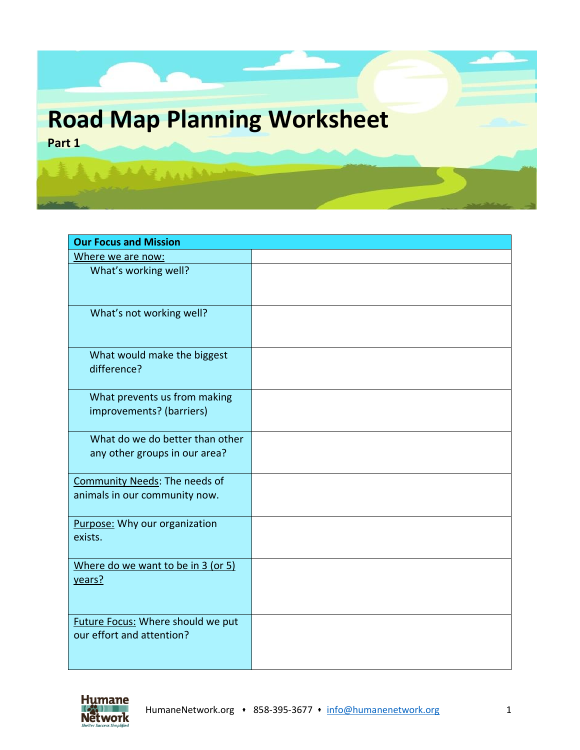# Road Map Planning Worksheet

**Part 1**

| **Our Focus and Mission** | |
|---|---|
| Where we are now: | |
| What's working well? | |
| What's not working well? | |
| What would make the biggest difference? | |
| What prevents us from making improvements? (barriers) | |
| What do we do better than other any other groups in our area? | |
| Community Needs: The needs of animals in our community now. | |
| Purpose: Why our organization exists. | |
| Where do we want to be in 3 (or 5) years? | |
| Future Focus: Where should we put our effort and attention? | |

HumaneNetwork.org • 858-395-3677 • info@humanenetwork.org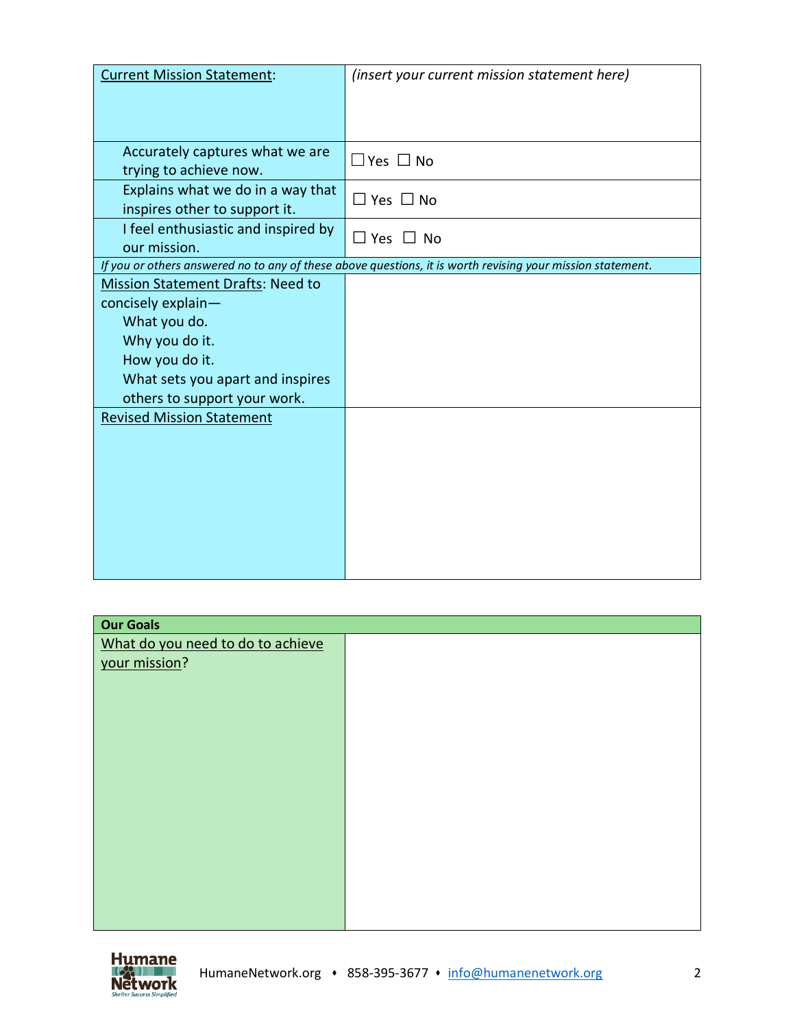| Current Mission Statement: | *(insert your current mission statement here)* |
|---|---|
| Accurately captures what we are trying to achieve now. | ☐ Yes ☐ No |
| Explains what we do in a way that inspires other to support it. | ☐ Yes ☐ No |
| I feel enthusiastic and inspired by our mission. | ☐ Yes ☐ No |
| *If you or others answered no to any of these above questions, it is worth revising your mission statement.* | |
| Mission Statement Drafts: Need to concisely explain— What you do. Why you do it. How you do it. What sets you apart and inspires others to support your work. | |
| Revised Mission Statement | |

| **Our Goals** | |
|---|---|
| What do you need to do to achieve your mission? | |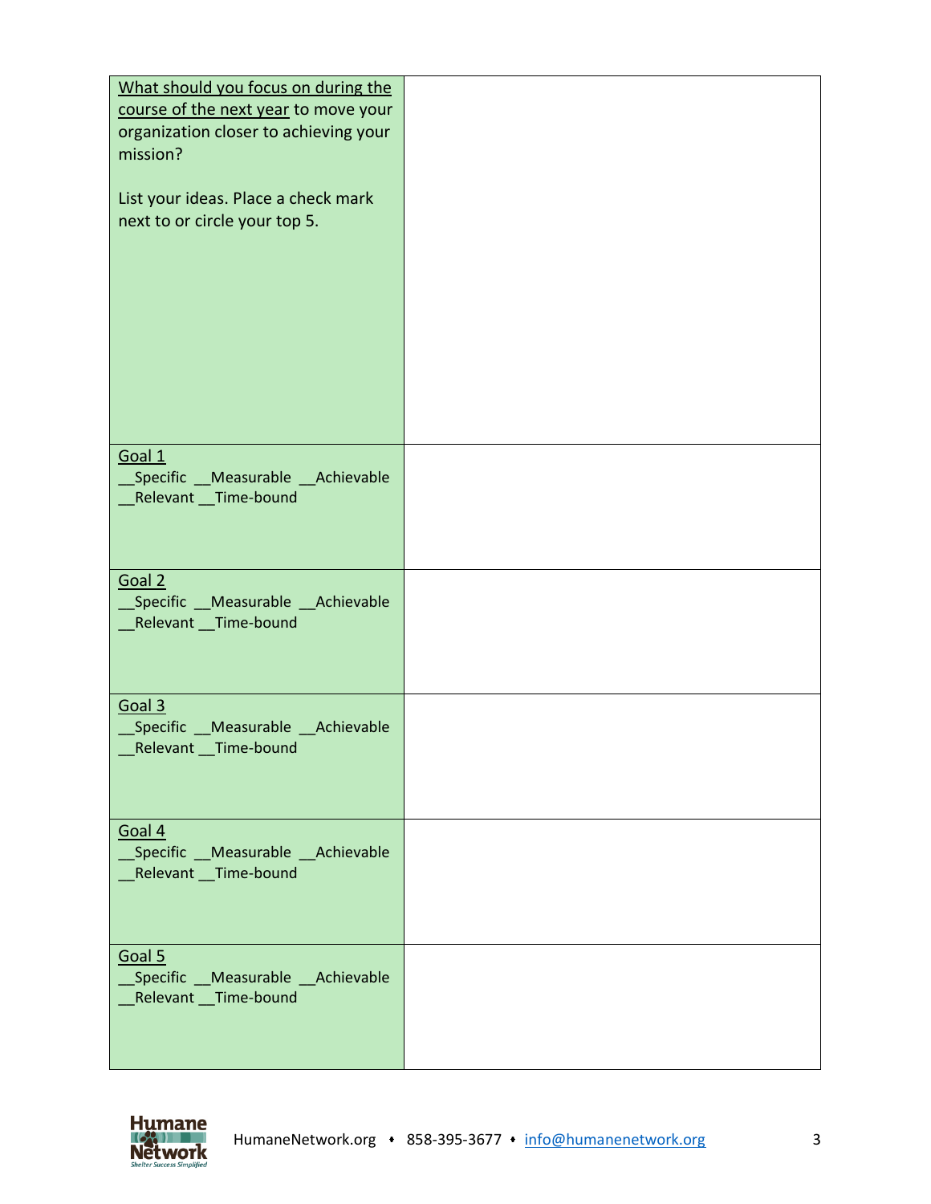| | |
|---|---|
| What should you focus on during the course of the next year to move your organization closer to achieving your mission?<br><br>List your ideas. Place a check mark next to or circle your top 5. | |
| Goal 1<br>__Specific __Measurable __Achievable __Relevant __Time-bound | |
| Goal 2<br>__Specific __Measurable __Achievable __Relevant __Time-bound | |
| Goal 3<br>__Specific __Measurable __Achievable __Relevant __Time-bound | |
| Goal 4<br>__Specific __Measurable __Achievable __Relevant __Time-bound | |
| Goal 5<br>__Specific __Measurable __Achievable __Relevant __Time-bound | |